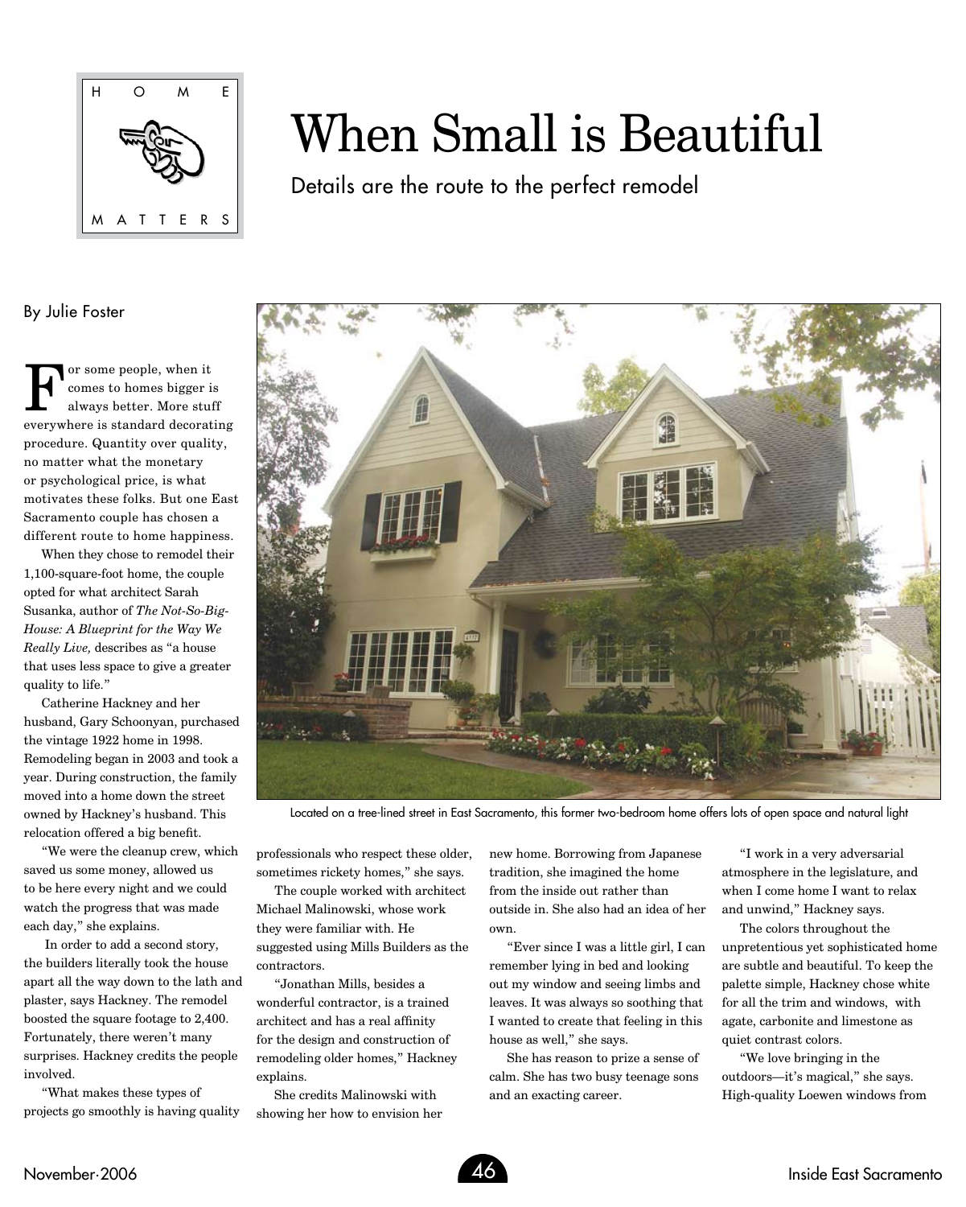HOME MATTERS

# When Small is Beautiful

## Details are the route to the perfect remodel

By Julie Foster

For some people, when it comes to homes bigger is always better. More stuff everywhere is standard decorating procedure. Quantity over quality, no matter what the monetary or psychological price, is what motivates these folks. But one East Sacramento couple has chosen a different route to home happiness.

When they chose to remodel their 1,100-square-foot home, the couple opted for what architect Sarah Susanka, author of *The Not-So-Big-House: A Blueprint for the Way We Really Live,* describes as "a house that uses less space to give a greater quality to life."

Catherine Hackney and her husband, Gary Schoonyan, purchased the vintage 1922 home in 1998. Remodeling began in 2003 and took a year. During construction, the family moved into a home down the street owned by Hackney's husband. This relocation offered a big benefit.

"We were the cleanup crew, which saved us some money, allowed us to be here every night and we could watch the progress that was made each day," she explains.

In order to add a second story, the builders literally took the house apart all the way down to the lath and plaster, says Hackney. The remodel boosted the square footage to 2,400. Fortunately, there weren't many surprises. Hackney credits the people involved.

"What makes these types of projects go smoothly is having quality professionals who respect these older, sometimes rickety homes," she says.

The couple worked with architect Michael Malinowski, whose work they were familiar with. He suggested using Mills Builders as the contractors.

"Jonathan Mills, besides a wonderful contractor, is a trained architect and has a real affinity for the design and construction of remodeling older homes," Hackney explains.

She credits Malinowski with showing her how to envision her new home. Borrowing from Japanese tradition, she imagined the home from the inside out rather than outside in. She also had an idea of her own.

"Ever since I was a little girl, I can remember lying in bed and looking out my window and seeing limbs and leaves. It was always so soothing that I wanted to create that feeling in this house as well," she says.

She has reason to prize a sense of calm. She has two busy teenage sons and an exacting career.

"I work in a very adversarial atmosphere in the legislature, and when I come home I want to relax and unwind," Hackney says.

The colors throughout the unpretentious yet sophisticated home are subtle and beautiful. To keep the palette simple, Hackney chose white for all the trim and windows, with agate, carbonite and limestone as quiet contrast colors.

"We love bringing in the outdoors—it's magical," she says. High-quality Loewen windows from

Located on a tree-lined street in East Sacramento, this former two-bedroom home offers lots of open space and natural light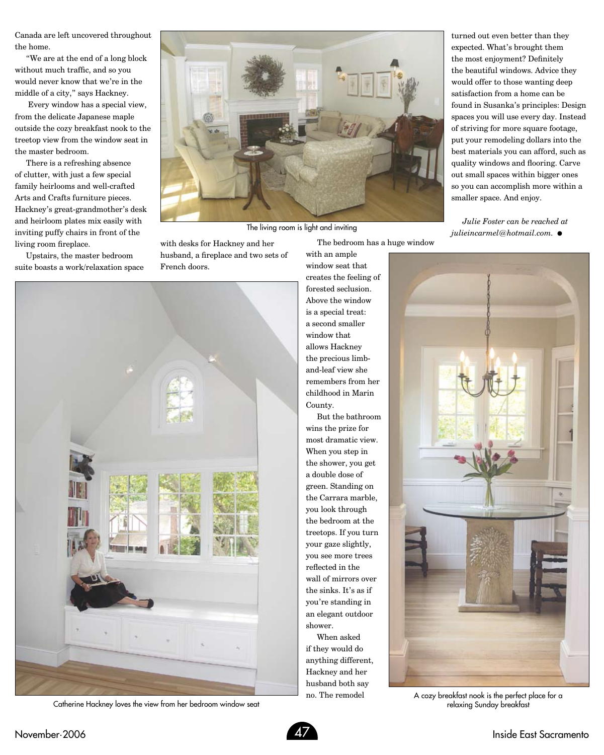Canada are left uncovered throughout the home.

"We are at the end of a long block without much traffic, and so you would never know that we're in the middle of a city," says Hackney.

Every window has a special view, from the delicate Japanese maple outside the cozy breakfast nook to the treetop view from the window seat in the master bedroom.

There is a refreshing absence of clutter, with just a few special family heirlooms and well-crafted Arts and Crafts furniture pieces. Hackney's great-grandmother's desk and heirloom plates mix easily with inviting puffy chairs in front of the living room fireplace.

Upstairs, the master bedroom suite boasts a work/relaxation space with desks for Hackney and her husband, a fireplace and two sets of French doors.

The living room is light and inviting

The bedroom has a huge window with an ample window seat that creates the feeling of forested seclusion. Above the window is a special treat: a second smaller window that allows Hackney the precious limb-and-leaf view she remembers from her childhood in Marin County.

But the bathroom wins the prize for most dramatic view. When you step in the shower, you get a double dose of green. Standing on the Carrara marble, you look through the bedroom at the treetops. If you turn your gaze slightly, you see more trees reflected in the wall of mirrors over the sinks. It's as if you're standing in an elegant outdoor shower.

When asked if they would do anything different, Hackney and her husband both say no. The remodel turned out even better than they expected. What's brought them the most enjoyment? Definitely the beautiful windows. Advice they would offer to those wanting deep satisfaction from a home can be found in Susanka's principles: Design spaces you will use every day. Instead of striving for more square footage, put your remodeling dollars into the best materials you can afford, such as quality windows and flooring. Carve out small spaces within bigger ones so you can accomplish more within a smaller space. And enjoy.

*Julie Foster can be reached at julieincarmel@hotmail.com.* ●

Catherine Hackney loves the view from her bedroom window seat

A cozy breakfast nook is the perfect place for a relaxing Sunday breakfast